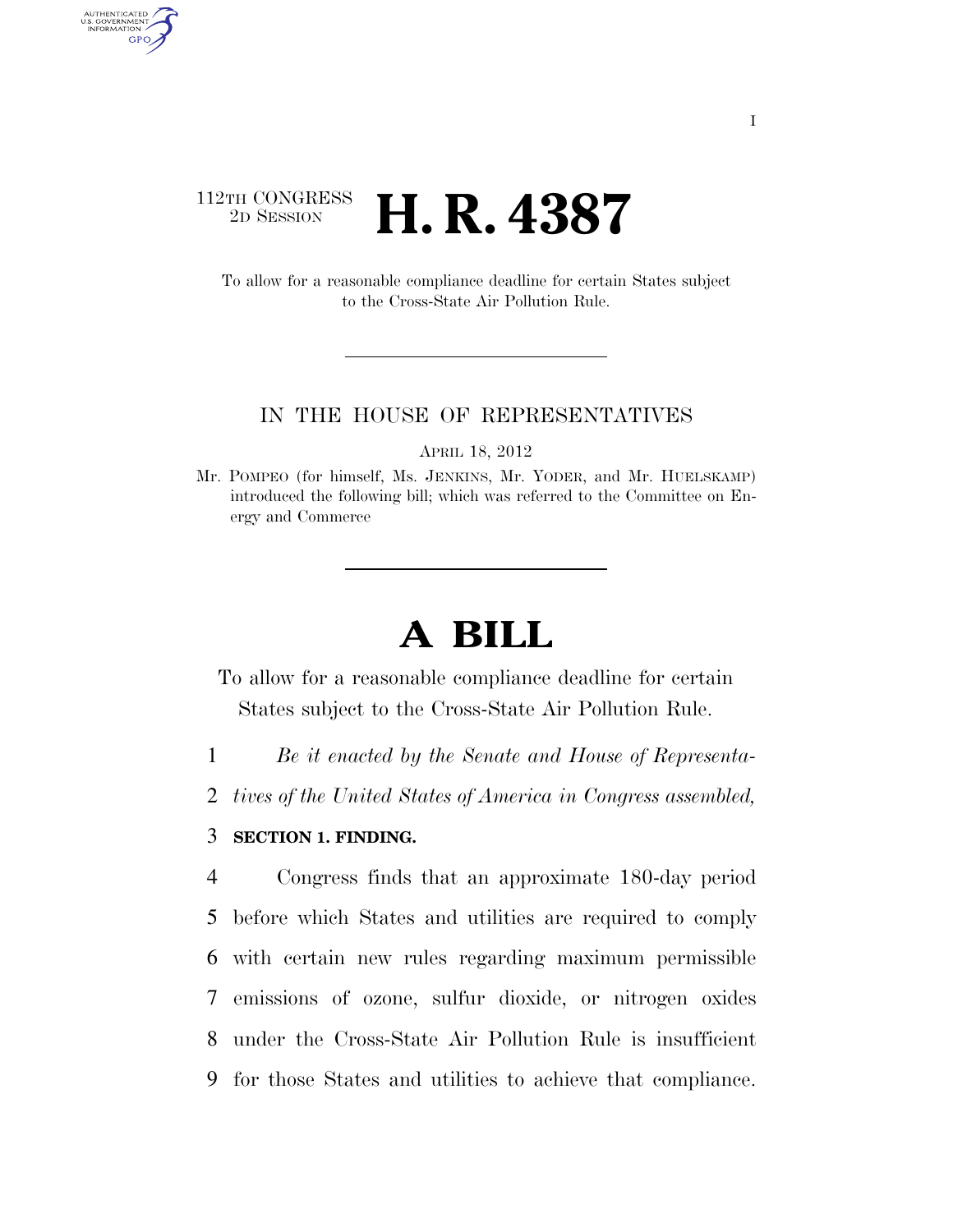112TH CONGRESS
2D SESSION

# H. R. 4387

To allow for a reasonable compliance deadline for certain States subject to the Cross-State Air Pollution Rule.

IN THE HOUSE OF REPRESENTATIVES

APRIL 18, 2012

Mr. POMPEO (for himself, Ms. JENKINS, Mr. YODER, and Mr. HUELSKAMP) introduced the following bill; which was referred to the Committee on Energy and Commerce

# A BILL

To allow for a reasonable compliance deadline for certain States subject to the Cross-State Air Pollution Rule.

1 *Be it enacted by the Senate and House of Representa-*
2 *tives of the United States of America in Congress assembled,*

3 **SECTION 1. FINDING.**

4 Congress finds that an approximate 180-day period
5 before which States and utilities are required to comply
6 with certain new rules regarding maximum permissible
7 emissions of ozone, sulfur dioxide, or nitrogen oxides
8 under the Cross-State Air Pollution Rule is insufficient
9 for those States and utilities to achieve that compliance.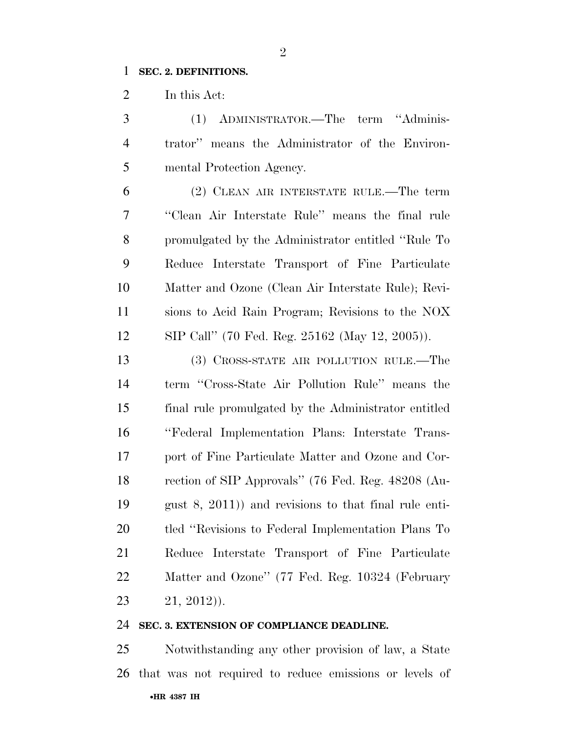**SEC. 2. DEFINITIONS.**

In this Act:

(1) ADMINISTRATOR.—The term ''Administrator'' means the Administrator of the Environmental Protection Agency.

(2) CLEAN AIR INTERSTATE RULE.—The term ''Clean Air Interstate Rule'' means the final rule promulgated by the Administrator entitled ''Rule To Reduce Interstate Transport of Fine Particulate Matter and Ozone (Clean Air Interstate Rule); Revisions to Acid Rain Program; Revisions to the NOX SIP Call'' (70 Fed. Reg. 25162 (May 12, 2005)).

(3) CROSS-STATE AIR POLLUTION RULE.—The term ''Cross-State Air Pollution Rule'' means the final rule promulgated by the Administrator entitled ''Federal Implementation Plans: Interstate Transport of Fine Particulate Matter and Ozone and Correction of SIP Approvals'' (76 Fed. Reg. 48208 (August 8, 2011)) and revisions to that final rule entitled ''Revisions to Federal Implementation Plans To Reduce Interstate Transport of Fine Particulate Matter and Ozone'' (77 Fed. Reg. 10324 (February 21, 2012)).

**SEC. 3. EXTENSION OF COMPLIANCE DEADLINE.**

Notwithstanding any other provision of law, a State that was not required to reduce emissions or levels of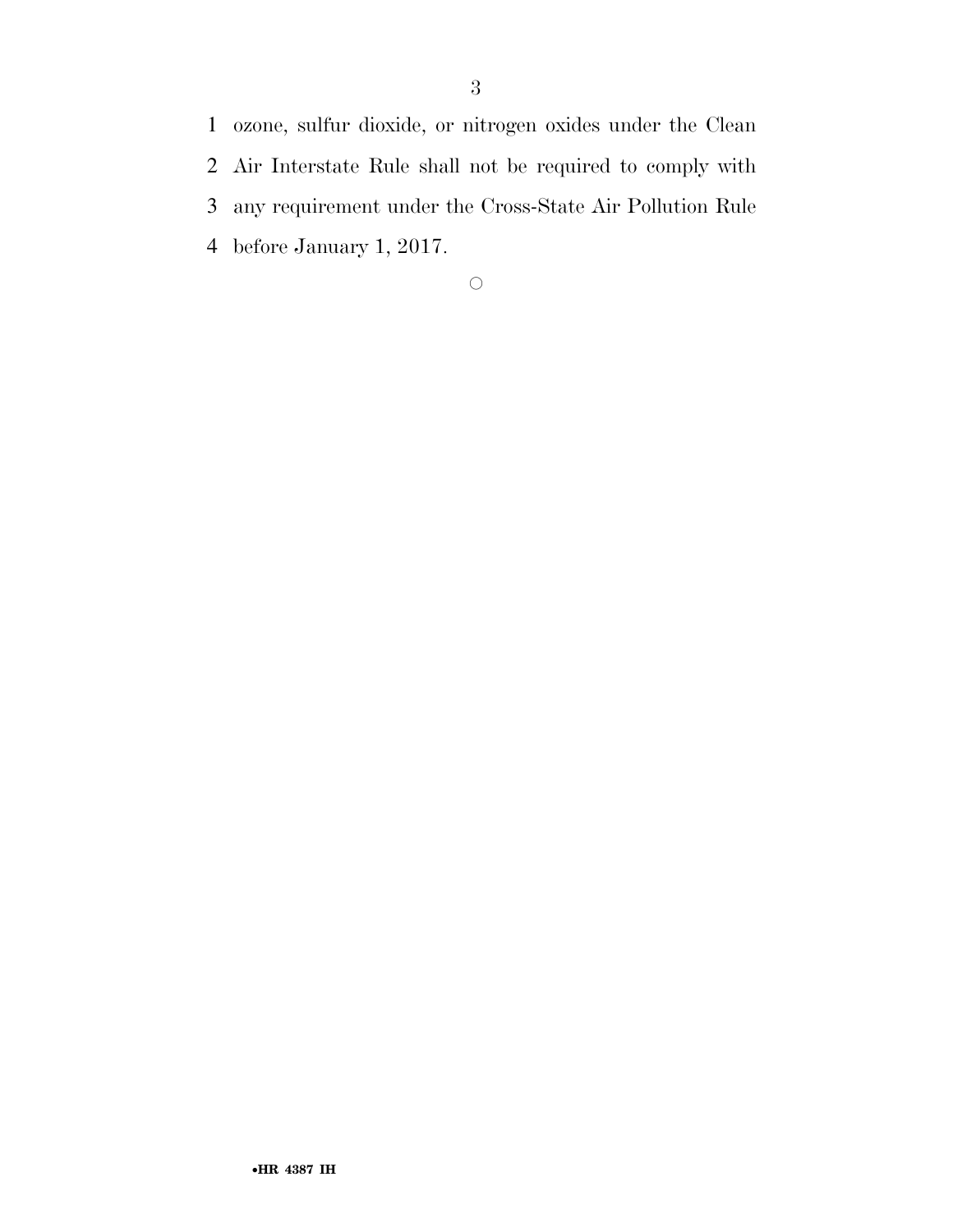ozone, sulfur dioxide, or nitrogen oxides under the Clean Air Interstate Rule shall not be required to comply with any requirement under the Cross-State Air Pollution Rule before January 1, 2017.